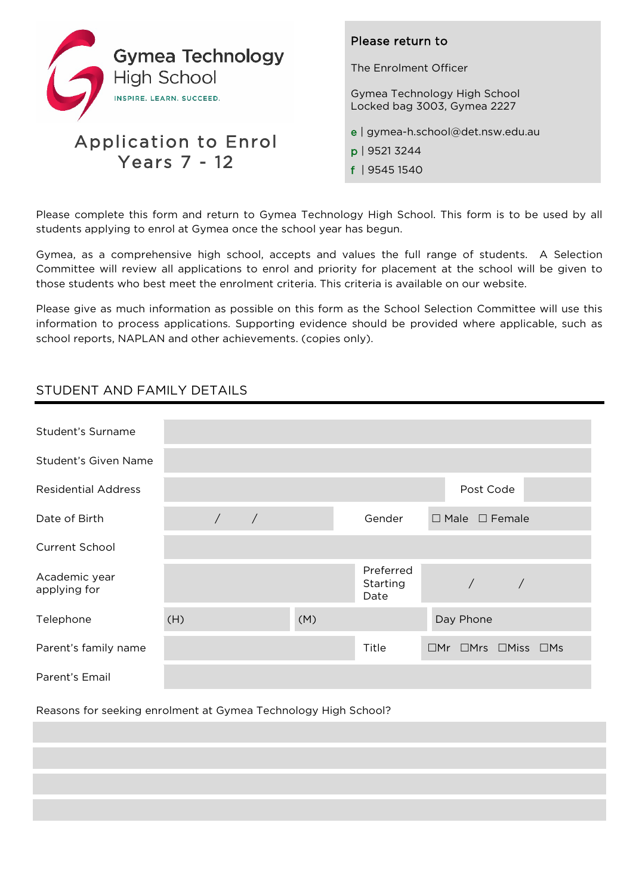Gymea Technology High School

INSPIRE. LEARN. SUCCEED.

# Application to Enrol Years 7 - 12

**Please return to**

The Enrolment Officer

Gymea Technology High School
Locked bag 3003, Gymea 2227

e | gymea-h.school@det.nsw.edu.au
p | 9521 3244
f | 9545 1540

Please complete this form and return to Gymea Technology High School. This form is to be used by all students applying to enrol at Gymea once the school year has begun.

Gymea, as a comprehensive high school, accepts and values the full range of students. A Selection Committee will review all applications to enrol and priority for placement at the school will be given to those students who best meet the enrolment criteria. This criteria is available on our website.

Please give as much information as possible on this form as the School Selection Committee will use this information to process applications. Supporting evidence should be provided where applicable, such as school reports, NAPLAN and other achievements. (copies only).

## STUDENT AND FAMILY DETAILS

| | | | |
|---|---|---|---|
| Student's Surname | | | |
| Student's Given Name | | | |
| Residential Address | | Post Code | |
| Date of Birth | / / | Gender | ☐ Male ☐ Female |
| Current School | | | |
| Academic year applying for | | Preferred Starting Date | / / |
| Telephone | (H) | (M) | Day Phone |
| Parent's family name | | Title | ☐Mr ☐Mrs ☐Miss ☐Ms |
| Parent's Email | | | |

Reasons for seeking enrolment at Gymea Technology High School?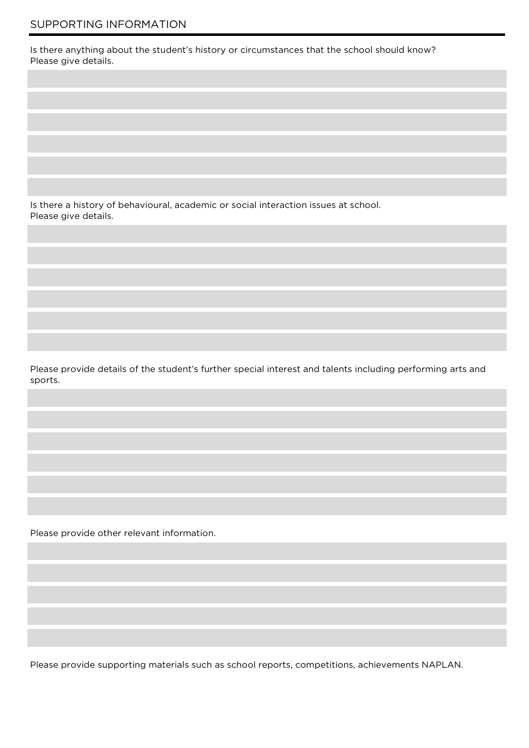## SUPPORTING INFORMATION

Is there anything about the student's history or circumstances that the school should know?
Please give details.

Is there a history of behavioural, academic or social interaction issues at school.
Please give details.

Please provide details of the student's further special interest and talents including performing arts and sports.

Please provide other relevant information.

Please provide supporting materials such as school reports, competitions, achievements NAPLAN.